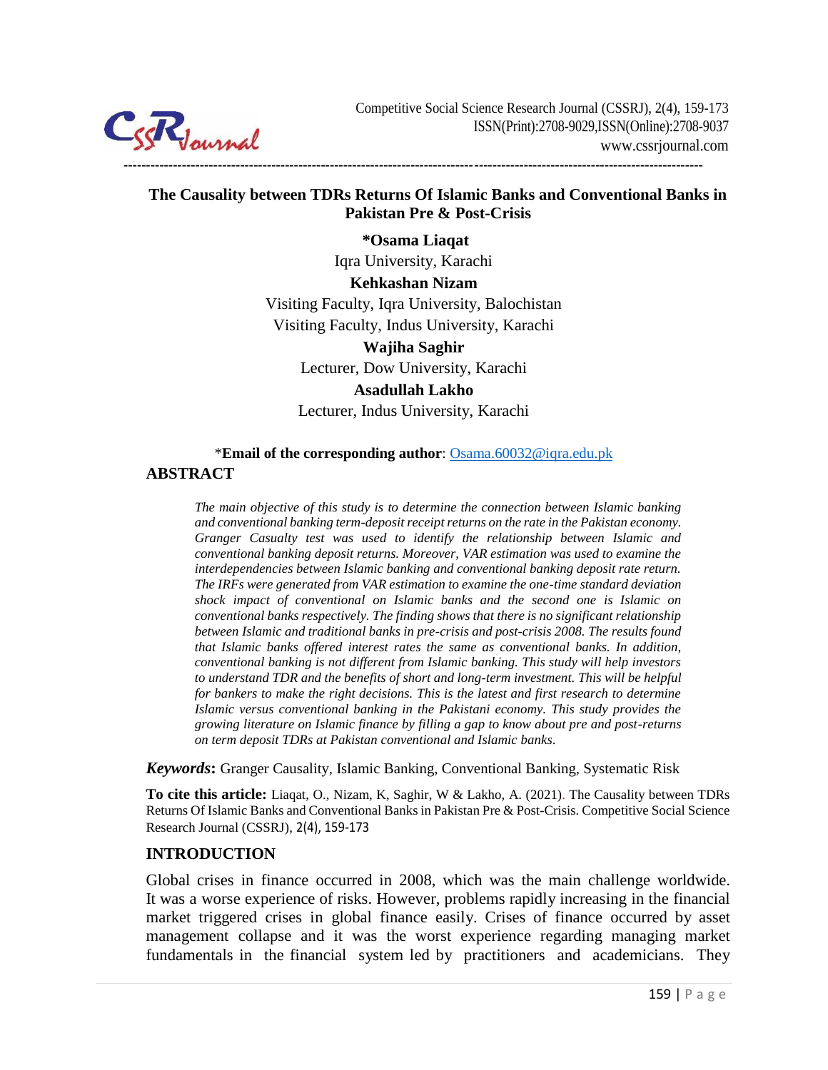# The Causality between TDRs Returns Of Islamic Banks and Conventional Banks in Pakistan Pre & Post-Crisis

**\*Osama Liaqat**
Iqra University, Karachi

**Kehkashan Nizam**
Visiting Faculty, Iqra University, Balochistan
Visiting Faculty, Indus University, Karachi

**Wajiha Saghir**
Lecturer, Dow University, Karachi

**Asadullah Lakho**
Lecturer, Indus University, Karachi

\***Email of the corresponding author**: Osama.60032@iqra.edu.pk

## ABSTRACT

*The main objective of this study is to determine the connection between Islamic banking and conventional banking term-deposit receipt returns on the rate in the Pakistan economy. Granger Casualty test was used to identify the relationship between Islamic and conventional banking deposit returns. Moreover, VAR estimation was used to examine the interdependencies between Islamic banking and conventional banking deposit rate return. The IRFs were generated from VAR estimation to examine the one-time standard deviation shock impact of conventional on Islamic banks and the second one is Islamic on conventional banks respectively. The finding shows that there is no significant relationship between Islamic and traditional banks in pre-crisis and post-crisis 2008. The results found that Islamic banks offered interest rates the same as conventional banks. In addition, conventional banking is not different from Islamic banking. This study will help investors to understand TDR and the benefits of short and long-term investment. This will be helpful for bankers to make the right decisions. This is the latest and first research to determine Islamic versus conventional banking in the Pakistani economy. This study provides the growing literature on Islamic finance by filling a gap to know about pre and post-returns on term deposit TDRs at Pakistan conventional and Islamic banks.*

***Keywords*:** Granger Causality, Islamic Banking, Conventional Banking, Systematic Risk

**To cite this article:** Liaqat, O., Nizam, K, Saghir, W & Lakho, A. (2021). The Causality between TDRs Returns Of Islamic Banks and Conventional Banks in Pakistan Pre & Post-Crisis. Competitive Social Science Research Journal (CSSRJ), 2(4), 159-173

## INTRODUCTION

Global crises in finance occurred in 2008, which was the main challenge worldwide. It was a worse experience of risks. However, problems rapidly increasing in the financial market triggered crises in global finance easily. Crises of finance occurred by asset management collapse and it was the worst experience regarding managing market fundamentals in the financial system led by practitioners and academicians. They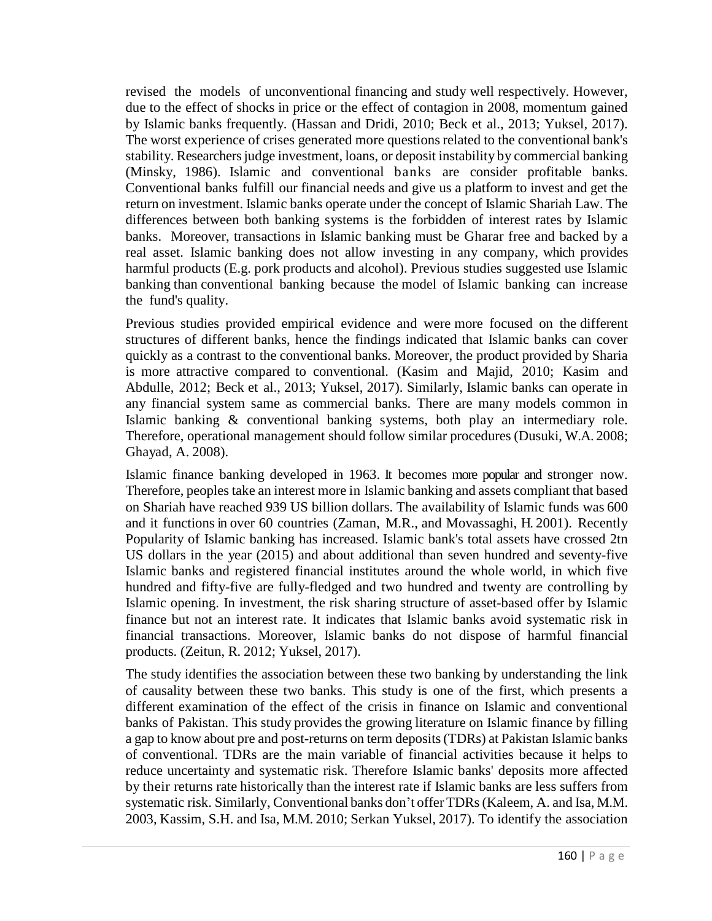revised the models of unconventional financing and study well respectively. However, due to the effect of shocks in price or the effect of contagion in 2008, momentum gained by Islamic banks frequently. (Hassan and Dridi, 2010; Beck et al., 2013; Yuksel, 2017). The worst experience of crises generated more questions related to the conventional bank's stability. Researchers judge investment, loans, or deposit instability by commercial banking (Minsky, 1986). Islamic and conventional banks are consider profitable banks. Conventional banks fulfill our financial needs and give us a platform to invest and get the return on investment. Islamic banks operate under the concept of Islamic Shariah Law. The differences between both banking systems is the forbidden of interest rates by Islamic banks. Moreover, transactions in Islamic banking must be Gharar free and backed by a real asset. Islamic banking does not allow investing in any company, which provides harmful products (E.g. pork products and alcohol). Previous studies suggested use Islamic banking than conventional banking because the model of Islamic banking can increase the fund's quality.

Previous studies provided empirical evidence and were more focused on the different structures of different banks, hence the findings indicated that Islamic banks can cover quickly as a contrast to the conventional banks. Moreover, the product provided by Sharia is more attractive compared to conventional. (Kasim and Majid, 2010; Kasim and Abdulle, 2012; Beck et al., 2013; Yuksel, 2017). Similarly, Islamic banks can operate in any financial system same as commercial banks. There are many models common in Islamic banking & conventional banking systems, both play an intermediary role. Therefore, operational management should follow similar procedures (Dusuki, W.A. 2008; Ghayad, A. 2008).

Islamic finance banking developed in 1963. It becomes more popular and stronger now. Therefore, peoples take an interest more in Islamic banking and assets compliant that based on Shariah have reached 939 US billion dollars. The availability of Islamic funds was 600 and it functions in over 60 countries (Zaman, M.R., and Movassaghi, H. 2001). Recently Popularity of Islamic banking has increased. Islamic bank's total assets have crossed 2tn US dollars in the year (2015) and about additional than seven hundred and seventy-five Islamic banks and registered financial institutes around the whole world, in which five hundred and fifty-five are fully-fledged and two hundred and twenty are controlling by Islamic opening. In investment, the risk sharing structure of asset-based offer by Islamic finance but not an interest rate. It indicates that Islamic banks avoid systematic risk in financial transactions. Moreover, Islamic banks do not dispose of harmful financial products. (Zeitun, R. 2012; Yuksel, 2017).

The study identifies the association between these two banking by understanding the link of causality between these two banks. This study is one of the first, which presents a different examination of the effect of the crisis in finance on Islamic and conventional banks of Pakistan. This study provides the growing literature on Islamic finance by filling a gap to know about pre and post-returns on term deposits (TDRs) at Pakistan Islamic banks of conventional. TDRs are the main variable of financial activities because it helps to reduce uncertainty and systematic risk. Therefore Islamic banks' deposits more affected by their returns rate historically than the interest rate if Islamic banks are less suffers from systematic risk. Similarly, Conventional banks don't offer TDRs (Kaleem, A. and Isa, M.M. 2003, Kassim, S.H. and Isa, M.M. 2010; Serkan Yuksel, 2017). To identify the association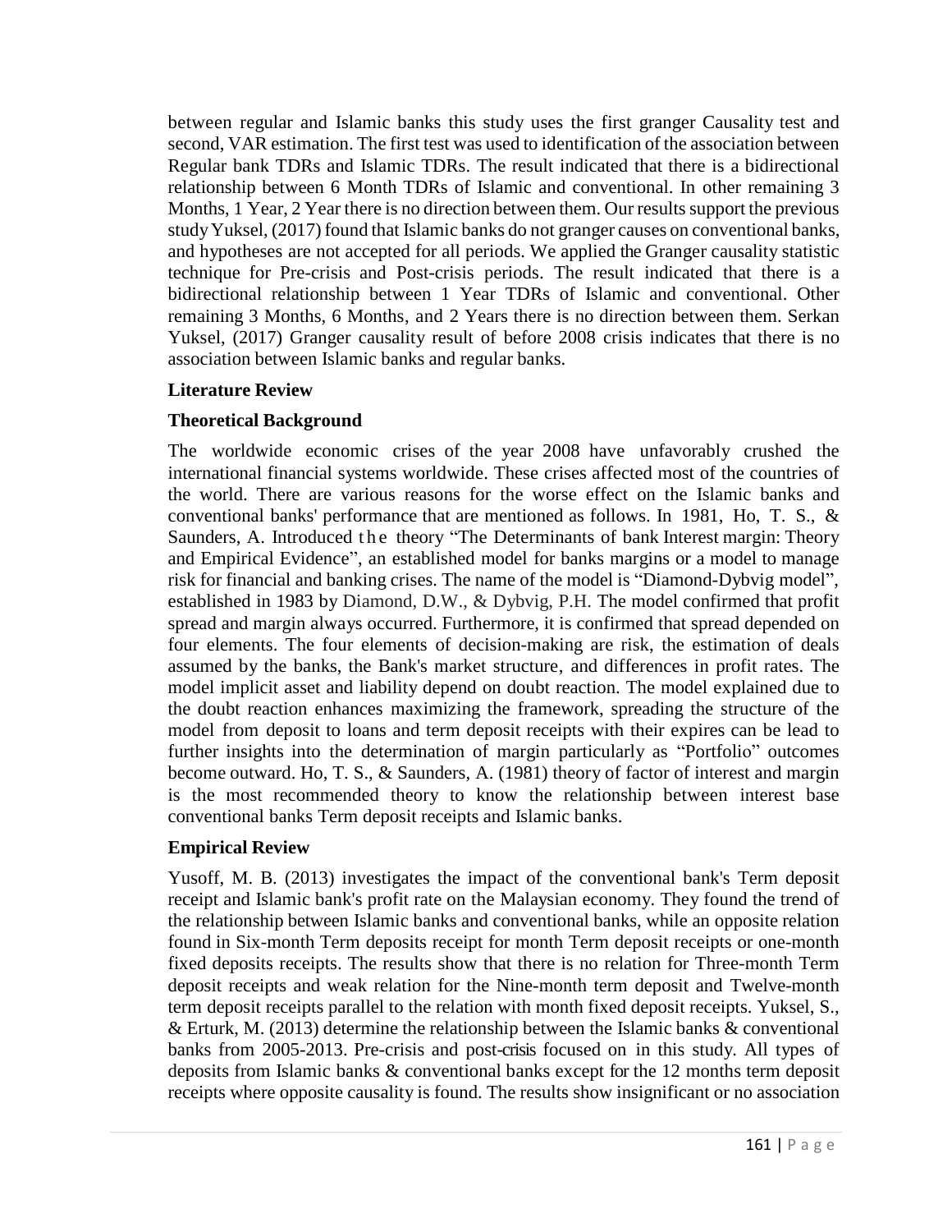between regular and Islamic banks this study uses the first granger Causality test and second, VAR estimation. The first test was used to identification of the association between Regular bank TDRs and Islamic TDRs. The result indicated that there is a bidirectional relationship between 6 Month TDRs of Islamic and conventional. In other remaining 3 Months, 1 Year, 2 Year there is no direction between them. Our results support the previous study Yuksel, (2017) found that Islamic banks do not granger causes on conventional banks, and hypotheses are not accepted for all periods. We applied the Granger causality statistic technique for Pre-crisis and Post-crisis periods. The result indicated that there is a bidirectional relationship between 1 Year TDRs of Islamic and conventional. Other remaining 3 Months, 6 Months, and 2 Years there is no direction between them. Serkan Yuksel, (2017) Granger causality result of before 2008 crisis indicates that there is no association between Islamic banks and regular banks.

## Literature Review

### Theoretical Background

The worldwide economic crises of the year 2008 have unfavorably crushed the international financial systems worldwide. These crises affected most of the countries of the world. There are various reasons for the worse effect on the Islamic banks and conventional banks' performance that are mentioned as follows. In 1981, Ho, T. S., & Saunders, A. Introduced the theory "The Determinants of bank Interest margin: Theory and Empirical Evidence", an established model for banks margins or a model to manage risk for financial and banking crises. The name of the model is "Diamond-Dybvig model", established in 1983 by Diamond, D.W., & Dybvig, P.H. The model confirmed that profit spread and margin always occurred. Furthermore, it is confirmed that spread depended on four elements. The four elements of decision-making are risk, the estimation of deals assumed by the banks, the Bank's market structure, and differences in profit rates. The model implicit asset and liability depend on doubt reaction. The model explained due to the doubt reaction enhances maximizing the framework, spreading the structure of the model from deposit to loans and term deposit receipts with their expires can be lead to further insights into the determination of margin particularly as "Portfolio" outcomes become outward. Ho, T. S., & Saunders, A. (1981) theory of factor of interest and margin is the most recommended theory to know the relationship between interest base conventional banks Term deposit receipts and Islamic banks.

### Empirical Review

Yusoff, M. B. (2013) investigates the impact of the conventional bank's Term deposit receipt and Islamic bank's profit rate on the Malaysian economy. They found the trend of the relationship between Islamic banks and conventional banks, while an opposite relation found in Six-month Term deposits receipt for month Term deposit receipts or one-month fixed deposits receipts. The results show that there is no relation for Three-month Term deposit receipts and weak relation for the Nine-month term deposit and Twelve-month term deposit receipts parallel to the relation with month fixed deposit receipts. Yuksel, S., & Erturk, M. (2013) determine the relationship between the Islamic banks & conventional banks from 2005-2013. Pre-crisis and post-crisis focused on in this study. All types of deposits from Islamic banks & conventional banks except for the 12 months term deposit receipts where opposite causality is found. The results show insignificant or no association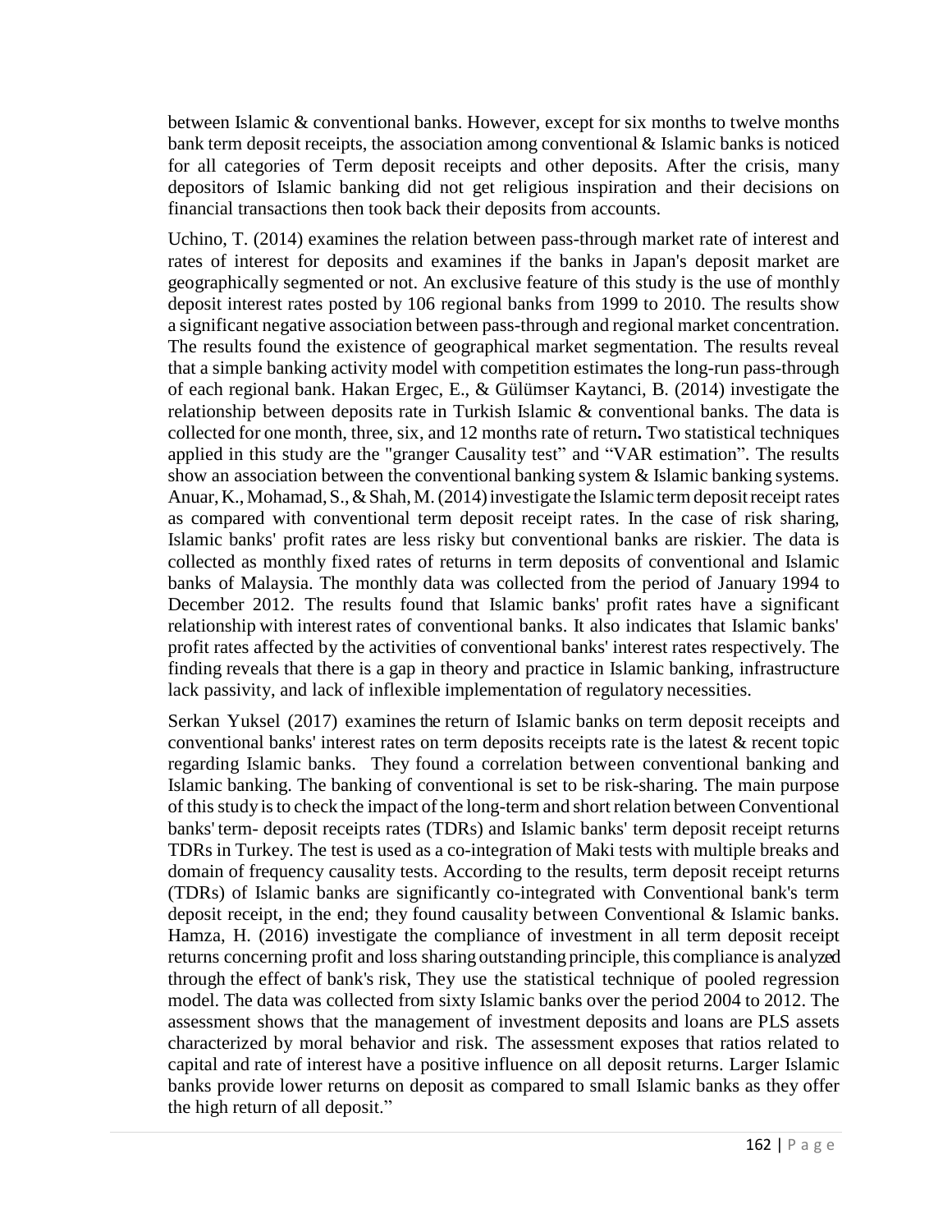between Islamic & conventional banks. However, except for six months to twelve months bank term deposit receipts, the association among conventional & Islamic banks is noticed for all categories of Term deposit receipts and other deposits. After the crisis, many depositors of Islamic banking did not get religious inspiration and their decisions on financial transactions then took back their deposits from accounts.

Uchino, T. (2014) examines the relation between pass-through market rate of interest and rates of interest for deposits and examines if the banks in Japan's deposit market are geographically segmented or not. An exclusive feature of this study is the use of monthly deposit interest rates posted by 106 regional banks from 1999 to 2010. The results show a significant negative association between pass-through and regional market concentration. The results found the existence of geographical market segmentation. The results reveal that a simple banking activity model with competition estimates the long-run pass-through of each regional bank. Hakan Ergec, E., & Gülümser Kaytanci, B. (2014) investigate the relationship between deposits rate in Turkish Islamic & conventional banks. The data is collected for one month, three, six, and 12 months rate of return**.** Two statistical techniques applied in this study are the "granger Causality test" and "VAR estimation". The results show an association between the conventional banking system & Islamic banking systems. Anuar, K., Mohamad, S., & Shah, M. (2014) investigate the Islamic term deposit receipt rates as compared with conventional term deposit receipt rates. In the case of risk sharing, Islamic banks' profit rates are less risky but conventional banks are riskier. The data is collected as monthly fixed rates of returns in term deposits of conventional and Islamic banks of Malaysia. The monthly data was collected from the period of January 1994 to December 2012. The results found that Islamic banks' profit rates have a significant relationship with interest rates of conventional banks. It also indicates that Islamic banks' profit rates affected by the activities of conventional banks' interest rates respectively. The finding reveals that there is a gap in theory and practice in Islamic banking, infrastructure lack passivity, and lack of inflexible implementation of regulatory necessities.

Serkan Yuksel (2017) examines the return of Islamic banks on term deposit receipts and conventional banks' interest rates on term deposits receipts rate is the latest & recent topic regarding Islamic banks. They found a correlation between conventional banking and Islamic banking. The banking of conventional is set to be risk-sharing. The main purpose of this study is to check the impact of the long-term and short relation between Conventional banks' term- deposit receipts rates (TDRs) and Islamic banks' term deposit receipt returns TDRs in Turkey. The test is used as a co-integration of Maki tests with multiple breaks and domain of frequency causality tests. According to the results, term deposit receipt returns (TDRs) of Islamic banks are significantly co-integrated with Conventional bank's term deposit receipt, in the end; they found causality between Conventional & Islamic banks. Hamza, H. (2016) investigate the compliance of investment in all term deposit receipt returns concerning profit and loss sharing outstanding principle, this compliance is analyzed through the effect of bank's risk, They use the statistical technique of pooled regression model. The data was collected from sixty Islamic banks over the period 2004 to 2012. The assessment shows that the management of investment deposits and loans are PLS assets characterized by moral behavior and risk. The assessment exposes that ratios related to capital and rate of interest have a positive influence on all deposit returns. Larger Islamic banks provide lower returns on deposit as compared to small Islamic banks as they offer the high return of all deposit."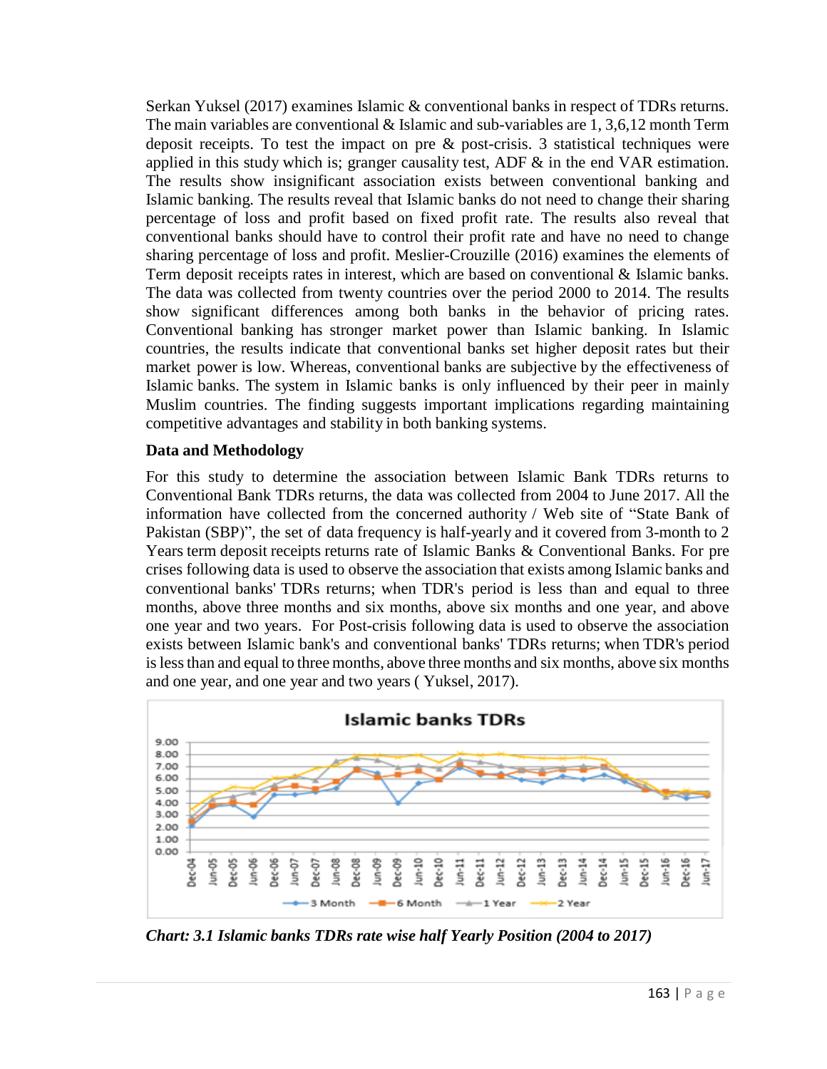Serkan Yuksel (2017) examines Islamic & conventional banks in respect of TDRs returns. The main variables are conventional & Islamic and sub-variables are 1, 3,6,12 month Term deposit receipts. To test the impact on pre & post-crisis. 3 statistical techniques were applied in this study which is; granger causality test, ADF & in the end VAR estimation. The results show insignificant association exists between conventional banking and Islamic banking. The results reveal that Islamic banks do not need to change their sharing percentage of loss and profit based on fixed profit rate. The results also reveal that conventional banks should have to control their profit rate and have no need to change sharing percentage of loss and profit. Meslier-Crouzille (2016) examines the elements of Term deposit receipts rates in interest, which are based on conventional & Islamic banks. The data was collected from twenty countries over the period 2000 to 2014. The results show significant differences among both banks in the behavior of pricing rates. Conventional banking has stronger market power than Islamic banking. In Islamic countries, the results indicate that conventional banks set higher deposit rates but their market power is low. Whereas, conventional banks are subjective by the effectiveness of Islamic banks. The system in Islamic banks is only influenced by their peer in mainly Muslim countries. The finding suggests important implications regarding maintaining competitive advantages and stability in both banking systems.

### Data and Methodology

For this study to determine the association between Islamic Bank TDRs returns to Conventional Bank TDRs returns, the data was collected from 2004 to June 2017. All the information have collected from the concerned authority / Web site of "State Bank of Pakistan (SBP)", the set of data frequency is half-yearly and it covered from 3-month to 2 Years term deposit receipts returns rate of Islamic Banks & Conventional Banks. For pre crises following data is used to observe the association that exists among Islamic banks and conventional banks' TDRs returns; when TDR's period is less than and equal to three months, above three months and six months, above six months and one year, and above one year and two years. For Post-crisis following data is used to observe the association exists between Islamic bank's and conventional banks' TDRs returns; when TDR's period is less than and equal to three months, above three months and six months, above six months and one year, and one year and two years ( Yuksel, 2017).

*Chart: 3.1 Islamic banks TDRs rate wise half Yearly Position (2004 to 2017)*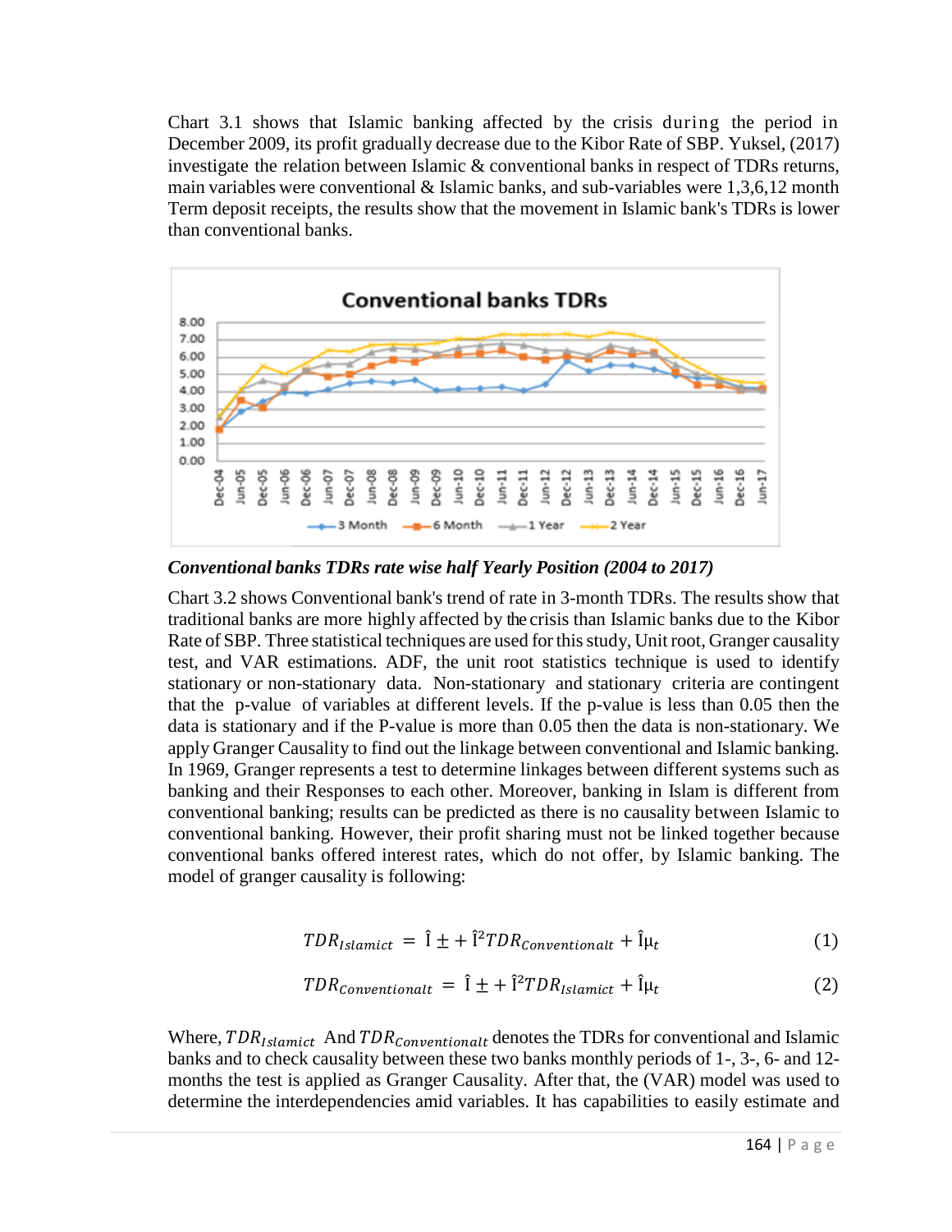Chart 3.1 shows that Islamic banking affected by the crisis during the period in December 2009, its profit gradually decrease due to the Kibor Rate of SBP. Yuksel, (2017) investigate the relation between Islamic & conventional banks in respect of TDRs returns, main variables were conventional & Islamic banks, and sub-variables were 1,3,6,12 month Term deposit receipts, the results show that the movement in Islamic bank's TDRs is lower than conventional banks.

***Conventional banks TDRs rate wise half Yearly Position (2004 to 2017)***

Chart 3.2 shows Conventional bank's trend of rate in 3-month TDRs. The results show that traditional banks are more highly affected by the crisis than Islamic banks due to the Kibor Rate of SBP. Three statistical techniques are used for this study, Unit root, Granger causality test, and VAR estimations. ADF, the unit root statistics technique is used to identify stationary or non-stationary data. Non-stationary and stationary criteria are contingent that the p-value of variables at different levels. If the p-value is less than 0.05 then the data is stationary and if the P-value is more than 0.05 then the data is non-stationary. We apply Granger Causality to find out the linkage between conventional and Islamic banking. In 1969, Granger represents a test to determine linkages between different systems such as banking and their Responses to each other. Moreover, banking in Islam is different from conventional banking; results can be predicted as there is no causality between Islamic to conventional banking. However, their profit sharing must not be linked together because conventional banks offered interest rates, which do not offer, by Islamic banking. The model of granger causality is following:

$$TDR_{Islamict} = Î \pm + Î^{2} TDR_{Conventionalt} + Îμ_{t} \quad (1)$$

$$TDR_{Conventionalt} = Î \pm + Î^{2} TDR_{Islamict} + Îμ_{t} \quad (2)$$

Where, $TDR_{Islamict}$ And $TDR_{Conventionalt}$ denotes the TDRs for conventional and Islamic banks and to check causality between these two banks monthly periods of 1-, 3-, 6- and 12-months the test is applied as Granger Causality. After that, the (VAR) model was used to determine the interdependencies amid variables. It has capabilities to easily estimate and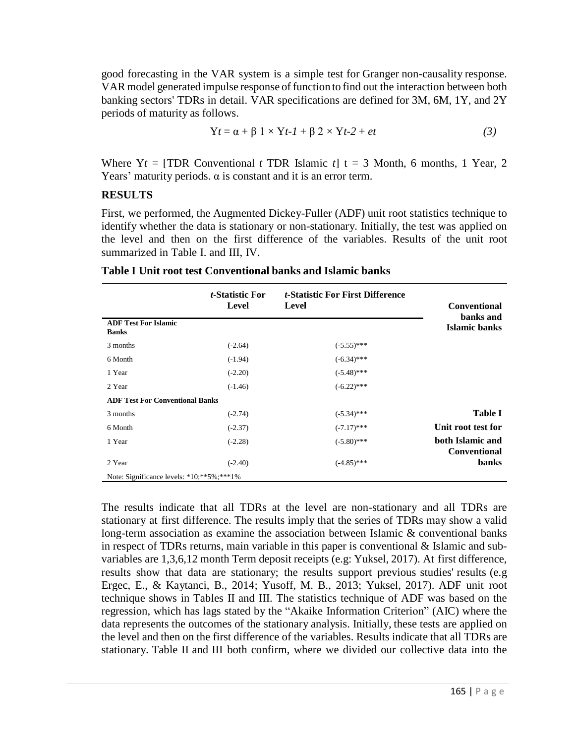good forecasting in the VAR system is a simple test for Granger non-causality response. VAR model generated impulse response of function to find out the interaction between both banking sectors' TDRs in detail. VAR specifications are defined for 3M, 6M, 1Y, and 2Y periods of maturity as follows.

$$Y_t = \alpha + \beta 1 \times Y_{t-1} + \beta 2 \times Y_{t-2} + e_t \qquad (3)$$

Where $Y_t$ = [TDR Conventional $t$ TDR Islamic $t$] t = 3 Month, 6 months, 1 Year, 2 Years' maturity periods. α is constant and it is an error term.

## RESULTS

First, we performed, the Augmented Dickey-Fuller (ADF) unit root statistics technique to identify whether the data is stationary or non-stationary. Initially, the test was applied on the level and then on the first difference of the variables. Results of the unit root summarized in Table I. and III, IV.

**Table I Unit root test Conventional banks and Islamic banks**

| | *t*-Statistic For Level | *t*-Statistic For First Difference Level | Conventional banks and Islamic banks |
|---|---|---|---|
| **ADF Test For Islamic Banks** | | | |
| 3 months | (-2.64) | (-5.55)*** | |
| 6 Month | (-1.94) | (-6.34)*** | |
| 1 Year | (-2.20) | (-5.48)*** | |
| 2 Year | (-1.46) | (-6.22)*** | |
| **ADF Test For Conventional Banks** | | | |
| 3 months | (-2.74) | (-5.34)*** | **Table I** |
| 6 Month | (-2.37) | (-7.17)*** | **Unit root test for** |
| 1 Year | (-2.28) | (-5.80)*** | **both Islamic and Conventional** |
| 2 Year | (-2.40) | (-4.85)*** | **banks** |

Note: Significance levels: *10;**5%;***1%

The results indicate that all TDRs at the level are non-stationary and all TDRs are stationary at first difference. The results imply that the series of TDRs may show a valid long-term association as examine the association between Islamic & conventional banks in respect of TDRs returns, main variable in this paper is conventional & Islamic and sub-variables are 1,3,6,12 month Term deposit receipts (e.g: Yuksel, 2017). At first difference, results show that data are stationary; the results support previous studies' results (e.g Ergec, E., & Kaytanci, B., 2014; Yusoff, M. B., 2013; Yuksel, 2017). ADF unit root technique shows in Tables II and III. The statistics technique of ADF was based on the regression, which has lags stated by the "Akaike Information Criterion" (AIC) where the data represents the outcomes of the stationary analysis. Initially, these tests are applied on the level and then on the first difference of the variables. Results indicate that all TDRs are stationary. Table II and III both confirm, where we divided our collective data into the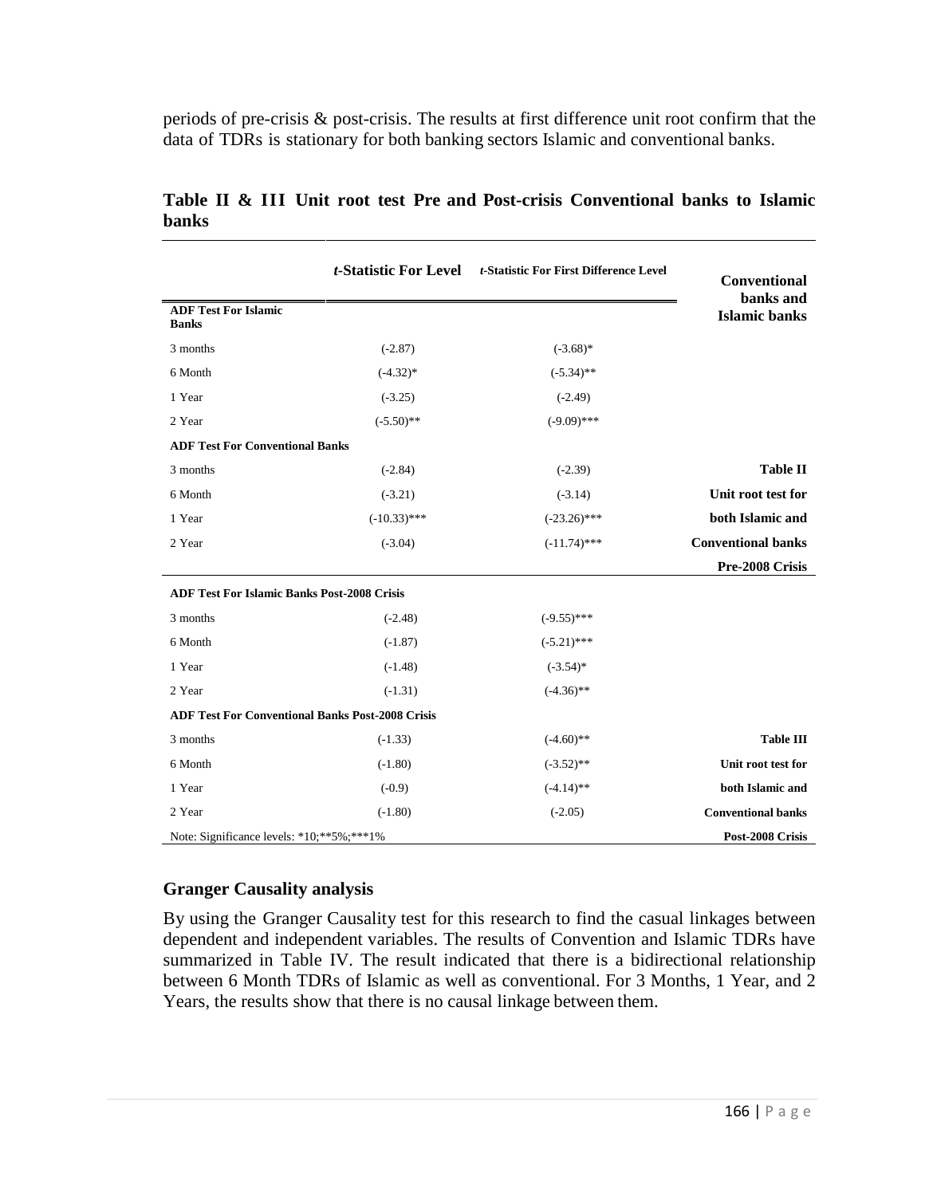periods of pre-crisis & post-crisis. The results at first difference unit root confirm that the data of TDRs is stationary for both banking sectors Islamic and conventional banks.

**Table II & III Unit root test Pre and Post-crisis Conventional banks to Islamic banks**

| | *t*-Statistic For Level | *t*-Statistic For First Difference Level | Conventional banks and Islamic banks |
|---|---|---|---|
| **ADF Test For Islamic Banks** | | | |
| 3 months | (-2.87) | (-3.68)* | |
| 6 Month | (-4.32)* | (-5.34)** | |
| 1 Year | (-3.25) | (-2.49) | |
| 2 Year | (-5.50)** | (-9.09)*** | |
| **ADF Test For Conventional Banks** | | | |
| 3 months | (-2.84) | (-2.39) | **Table II** |
| 6 Month | (-3.21) | (-3.14) | **Unit root test for** |
| 1 Year | (-10.33)*** | (-23.26)*** | **both Islamic and** |
| 2 Year | (-3.04) | (-11.74)*** | **Conventional banks** |
| | | | **Pre-2008 Crisis** |
| **ADF Test For Islamic Banks Post-2008 Crisis** | | | |
| 3 months | (-2.48) | (-9.55)*** | |
| 6 Month | (-1.87) | (-5.21)*** | |
| 1 Year | (-1.48) | (-3.54)* | |
| 2 Year | (-1.31) | (-4.36)** | |
| **ADF Test For Conventional Banks Post-2008 Crisis** | | | |
| 3 months | (-1.33) | (-4.60)** | **Table III** |
| 6 Month | (-1.80) | (-3.52)** | **Unit root test for** |
| 1 Year | (-0.9) | (-4.14)** | **both Islamic and** |
| 2 Year | (-1.80) | (-2.05) | **Conventional banks** |
| Note: Significance levels: *10;**5%;***1% | | | **Post-2008 Crisis** |

## Granger Causality analysis

By using the Granger Causality test for this research to find the casual linkages between dependent and independent variables. The results of Convention and Islamic TDRs have summarized in Table IV. The result indicated that there is a bidirectional relationship between 6 Month TDRs of Islamic as well as conventional. For 3 Months, 1 Year, and 2 Years, the results show that there is no causal linkage between them.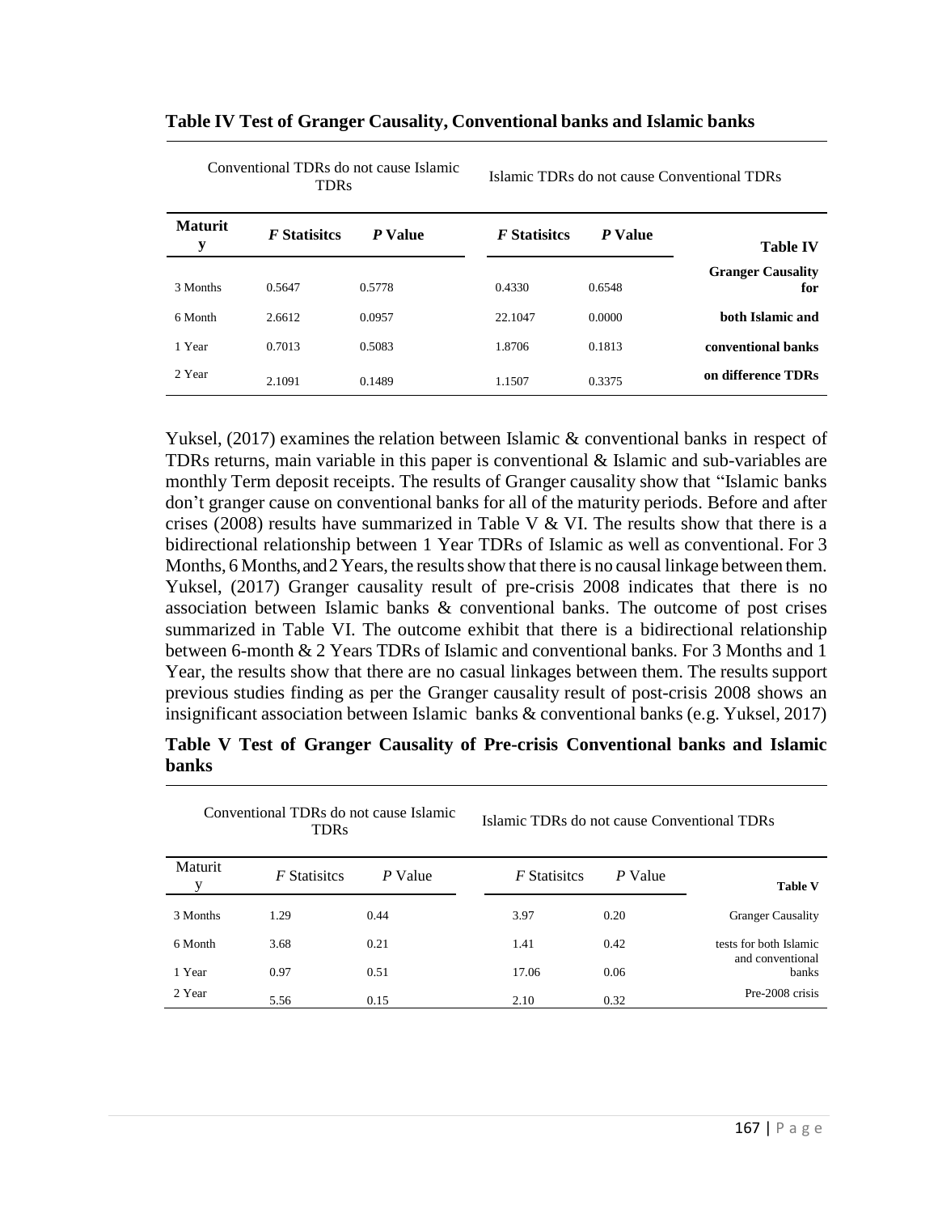**Table IV Test of Granger Causality, Conventional banks and Islamic banks**

| | Conventional TDRs do not cause Islamic TDRs | | Islamic TDRs do not cause Conventional TDRs | | |
|---|---|---|---|---|---|
| **Maturity** | ***F* Statisitcs** | ***P* Value** | ***F* Statisitcs** | ***P* Value** | **Table IV** |
| 3 Months | 0.5647 | 0.5778 | 0.4330 | 0.6548 | **Granger Causality for** |
| 6 Month | 2.6612 | 0.0957 | 22.1047 | 0.0000 | **both Islamic and** |
| 1 Year | 0.7013 | 0.5083 | 1.8706 | 0.1813 | **conventional banks** |
| 2 Year | 2.1091 | 0.1489 | 1.1507 | 0.3375 | **on difference TDRs** |

Yuksel, (2017) examines the relation between Islamic & conventional banks in respect of TDRs returns, main variable in this paper is conventional & Islamic and sub-variables are monthly Term deposit receipts. The results of Granger causality show that "Islamic banks don't granger cause on conventional banks for all of the maturity periods. Before and after crises (2008) results have summarized in Table V & VI. The results show that there is a bidirectional relationship between 1 Year TDRs of Islamic as well as conventional. For 3 Months, 6 Months, and 2 Years, the results show that there is no causal linkage between them. Yuksel, (2017) Granger causality result of pre-crisis 2008 indicates that there is no association between Islamic banks & conventional banks. The outcome of post crises summarized in Table VI. The outcome exhibit that there is a bidirectional relationship between 6-month & 2 Years TDRs of Islamic and conventional banks. For 3 Months and 1 Year, the results show that there are no casual linkages between them. The results support previous studies finding as per the Granger causality result of post-crisis 2008 shows an insignificant association between Islamic banks & conventional banks (e.g. Yuksel, 2017)

**Table V Test of Granger Causality of Pre-crisis Conventional banks and Islamic banks**

| | Conventional TDRs do not cause Islamic TDRs | | Islamic TDRs do not cause Conventional TDRs | | |
|---|---|---|---|---|---|
| Maturity | *F* Statisitcs | *P* Value | *F* Statisitcs | *P* Value | **Table V** |
| 3 Months | 1.29 | 0.44 | 3.97 | 0.20 | Granger Causality |
| 6 Month | 3.68 | 0.21 | 1.41 | 0.42 | tests for both Islamic and conventional |
| 1 Year | 0.97 | 0.51 | 17.06 | 0.06 | banks |
| 2 Year | 5.56 | 0.15 | 2.10 | 0.32 | Pre-2008 crisis |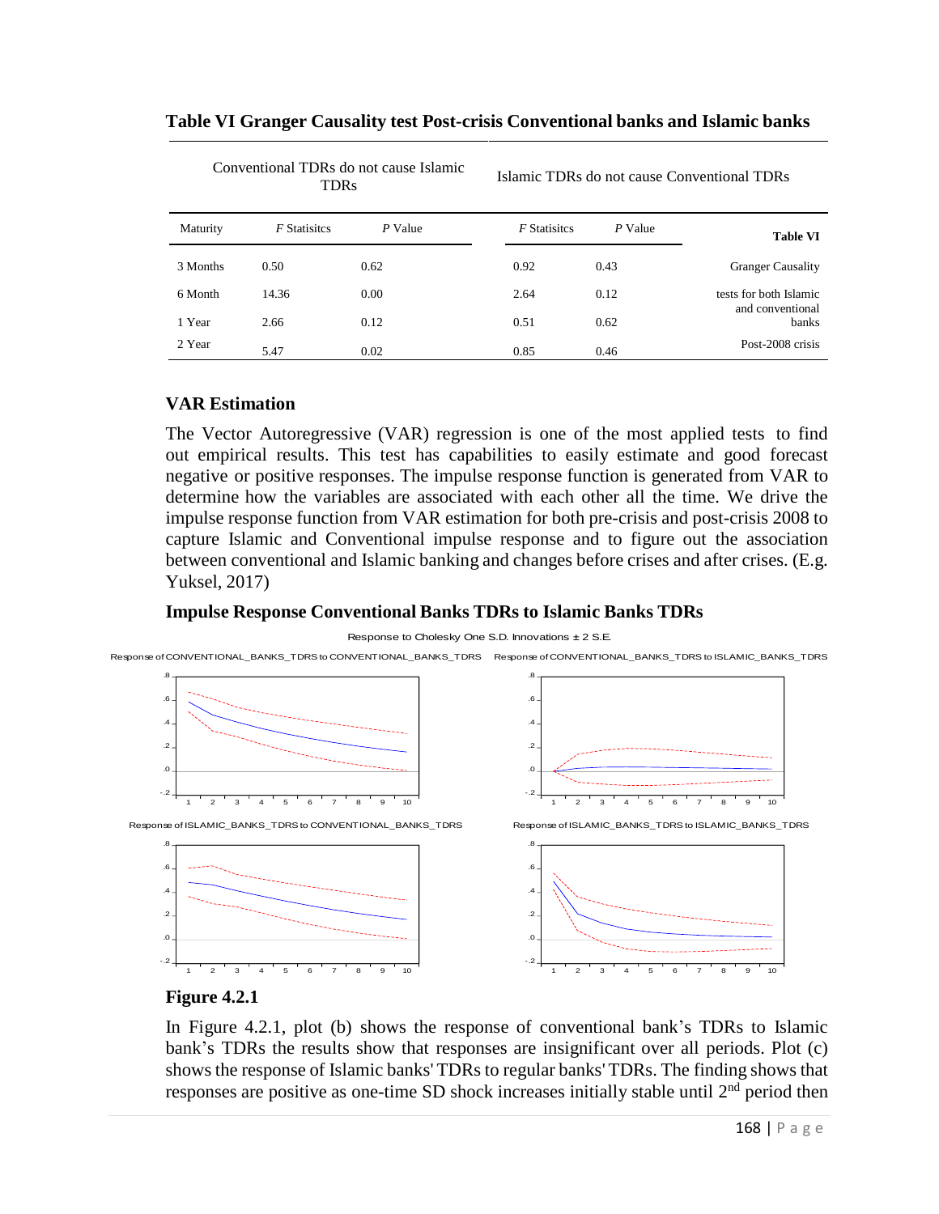**Table VI Granger Causality test Post-crisis Conventional banks and Islamic banks**

| | Conventional TDRs do not cause Islamic TDRs | | Islamic TDRs do not cause Conventional TDRs | | |
|---|---|---|---|---|---|
| Maturity | *F* Statisitcs | *P* Value | *F* Statisitcs | *P* Value | **Table VI** |
| 3 Months | 0.50 | 0.62 | 0.92 | 0.43 | Granger Causality |
| 6 Month | 14.36 | 0.00 | 2.64 | 0.12 | tests for both Islamic and conventional |
| 1 Year | 2.66 | 0.12 | 0.51 | 0.62 | banks |
| 2 Year | 5.47 | 0.02 | 0.85 | 0.46 | Post-2008 crisis |

### VAR Estimation

The Vector Autoregressive (VAR) regression is one of the most applied tests to find out empirical results. This test has capabilities to easily estimate and good forecast negative or positive responses. The impulse response function is generated from VAR to determine how the variables are associated with each other all the time. We drive the impulse response function from VAR estimation for both pre-crisis and post-crisis 2008 to capture Islamic and Conventional impulse response and to figure out the association between conventional and Islamic banking and changes before crises and after crises. (E.g. Yuksel, 2017)

### Impulse Response Conventional Banks TDRs to Islamic Banks TDRs

Response to Cholesky One S.D. Innovations ± 2 S.E.

Response of CONVENTIONAL_BANKS_TDRS to CONVENTIONAL_BANKS_TDRS

Response of CONVENTIONAL_BANKS_TDRS to ISLAMIC_BANKS_TDRS

Response of ISLAMIC_BANKS_TDRS to CONVENTIONAL_BANKS_TDRS

Response of ISLAMIC_BANKS_TDRS to ISLAMIC_BANKS_TDRS

**Figure 4.2.1**

In Figure 4.2.1, plot (b) shows the response of conventional bank's TDRs to Islamic bank's TDRs the results show that responses are insignificant over all periods. Plot (c) shows the response of Islamic banks' TDRs to regular banks' TDRs. The finding shows that responses are positive as one-time SD shock increases initially stable until 2nd period then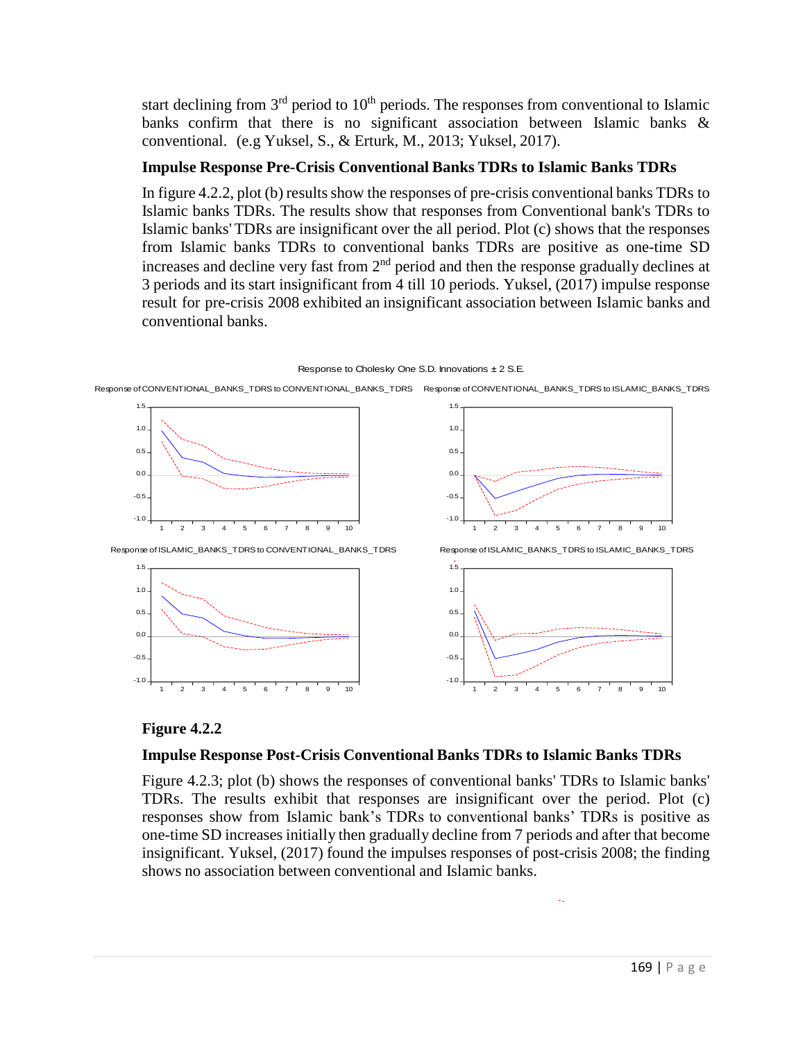start declining from 3rd period to 10th periods. The responses from conventional to Islamic banks confirm that there is no significant association between Islamic banks & conventional. (e.g Yuksel, S., & Erturk, M., 2013; Yuksel, 2017).

**Impulse Response Pre-Crisis Conventional Banks TDRs to Islamic Banks TDRs**

In figure 4.2.2, plot (b) results show the responses of pre-crisis conventional banks TDRs to Islamic banks TDRs. The results show that responses from Conventional bank's TDRs to Islamic banks' TDRs are insignificant over the all period. Plot (c) shows that the responses from Islamic banks TDRs to conventional banks TDRs are positive as one-time SD increases and decline very fast from 2nd period and then the response gradually declines at 3 periods and its start insignificant from 4 till 10 periods. Yuksel, (2017) impulse response result for pre-crisis 2008 exhibited an insignificant association between Islamic banks and conventional banks.

Response to Cholesky One S.D. Innovations ± 2 S.E.

Response of CONVENTIONAL_BANKS_TDRS to CONVENTIONAL_BANKS_TDRS

Response of CONVENTIONAL_BANKS_TDRS to ISLAMIC_BANKS_TDRS

Response of ISLAMIC_BANKS_TDRS to CONVENTIONAL_BANKS_TDRS

Response of ISLAMIC_BANKS_TDRS to ISLAMIC_BANKS_TDRS

**Figure 4.2.2**

**Impulse Response Post-Crisis Conventional Banks TDRs to Islamic Banks TDRs**

Figure 4.2.3; plot (b) shows the responses of conventional banks' TDRs to Islamic banks' TDRs. The results exhibit that responses are insignificant over the period. Plot (c) responses show from Islamic bank's TDRs to conventional banks' TDRs is positive as one-time SD increases initially then gradually decline from 7 periods and after that become insignificant. Yuksel, (2017) found the impulses responses of post-crisis 2008; the finding shows no association between conventional and Islamic banks.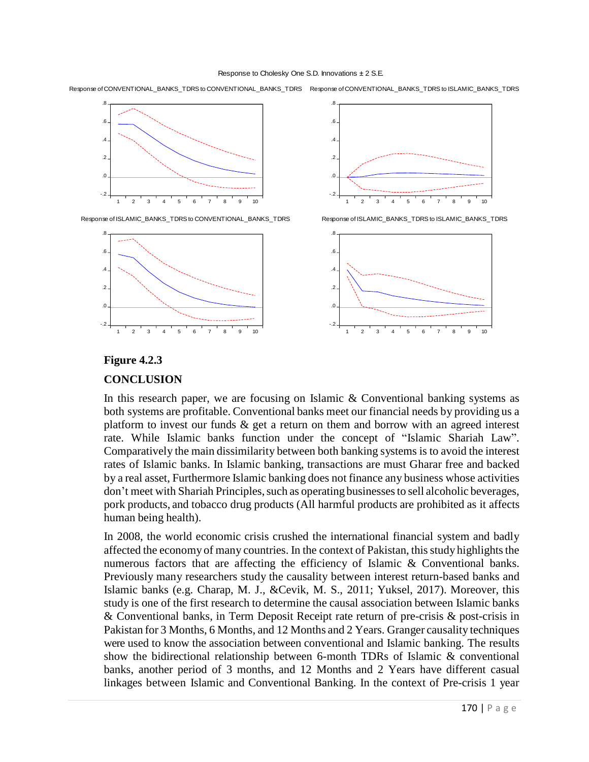Response to Cholesky One S.D. Innovations ± 2 S.E.

Response of CONVENTIONAL_BANKS_TDRS to CONVENTIONAL_BANKS_TDRS

Response of CONVENTIONAL_BANKS_TDRS to ISLAMIC_BANKS_TDRS

Response of ISLAMIC_BANKS_TDRS to CONVENTIONAL_BANKS_TDRS

Response of ISLAMIC_BANKS_TDRS to ISLAMIC_BANKS_TDRS

**Figure 4.2.3**

## CONCLUSION

In this research paper, we are focusing on Islamic & Conventional banking systems as both systems are profitable. Conventional banks meet our financial needs by providing us a platform to invest our funds & get a return on them and borrow with an agreed interest rate. While Islamic banks function under the concept of "Islamic Shariah Law". Comparatively the main dissimilarity between both banking systems is to avoid the interest rates of Islamic banks. In Islamic banking, transactions are must Gharar free and backed by a real asset, Furthermore Islamic banking does not finance any business whose activities don't meet with Shariah Principles, such as operating businesses to sell alcoholic beverages, pork products, and tobacco drug products (All harmful products are prohibited as it affects human being health).

In 2008, the world economic crisis crushed the international financial system and badly affected the economy of many countries. In the context of Pakistan, this study highlights the numerous factors that are affecting the efficiency of Islamic & Conventional banks. Previously many researchers study the causality between interest return-based banks and Islamic banks (e.g. Charap, M. J., &Cevik, M. S., 2011; Yuksel, 2017). Moreover, this study is one of the first research to determine the causal association between Islamic banks & Conventional banks, in Term Deposit Receipt rate return of pre-crisis & post-crisis in Pakistan for 3 Months, 6 Months, and 12 Months and 2 Years. Granger causality techniques were used to know the association between conventional and Islamic banking. The results show the bidirectional relationship between 6-month TDRs of Islamic & conventional banks, another period of 3 months, and 12 Months and 2 Years have different casual linkages between Islamic and Conventional Banking. In the context of Pre-crisis 1 year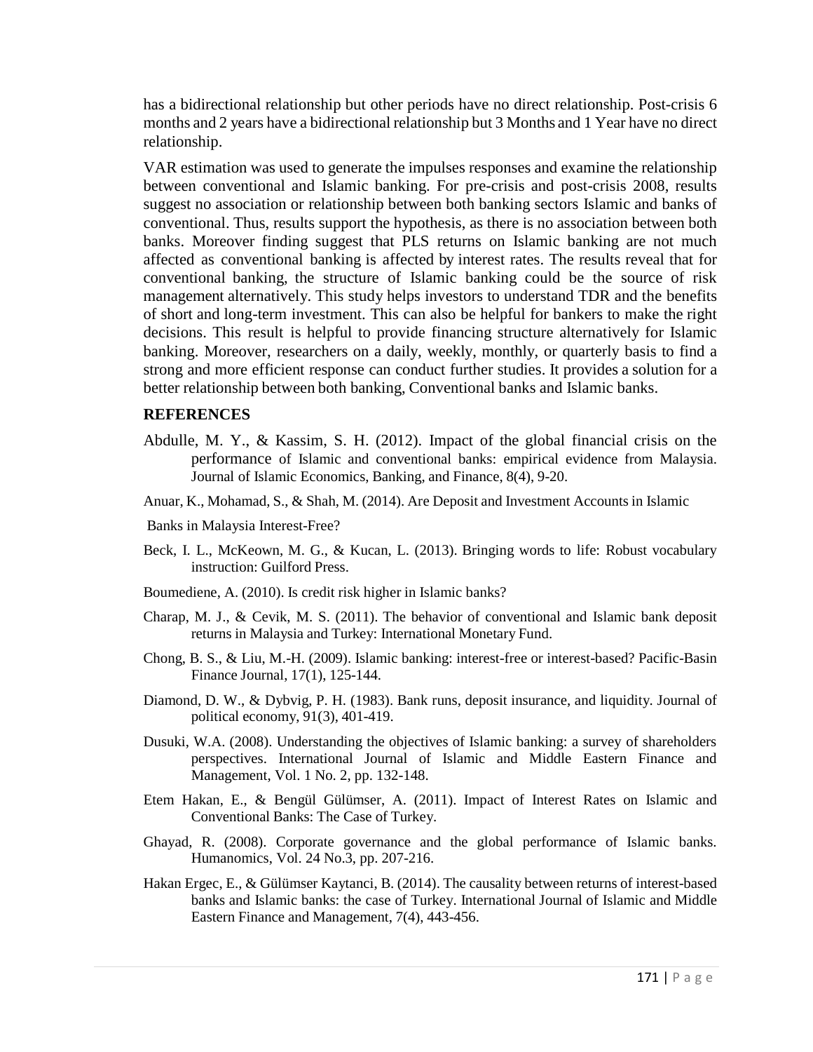has a bidirectional relationship but other periods have no direct relationship. Post-crisis 6 months and 2 years have a bidirectional relationship but 3 Months and 1 Year have no direct relationship.

VAR estimation was used to generate the impulses responses and examine the relationship between conventional and Islamic banking. For pre-crisis and post-crisis 2008, results suggest no association or relationship between both banking sectors Islamic and banks of conventional. Thus, results support the hypothesis, as there is no association between both banks. Moreover finding suggest that PLS returns on Islamic banking are not much affected as conventional banking is affected by interest rates. The results reveal that for conventional banking, the structure of Islamic banking could be the source of risk management alternatively. This study helps investors to understand TDR and the benefits of short and long-term investment. This can also be helpful for bankers to make the right decisions. This result is helpful to provide financing structure alternatively for Islamic banking. Moreover, researchers on a daily, weekly, monthly, or quarterly basis to find a strong and more efficient response can conduct further studies. It provides a solution for a better relationship between both banking, Conventional banks and Islamic banks.

## REFERENCES

Abdulle, M. Y., & Kassim, S. H. (2012). Impact of the global financial crisis on the performance of Islamic and conventional banks: empirical evidence from Malaysia. Journal of Islamic Economics, Banking, and Finance, 8(4), 9-20.

Anuar, K., Mohamad, S., & Shah, M. (2014). Are Deposit and Investment Accounts in Islamic Banks in Malaysia Interest-Free?

Beck, I. L., McKeown, M. G., & Kucan, L. (2013). Bringing words to life: Robust vocabulary instruction: Guilford Press.

Boumediene, A. (2010). Is credit risk higher in Islamic banks?

Charap, M. J., & Cevik, M. S. (2011). The behavior of conventional and Islamic bank deposit returns in Malaysia and Turkey: International Monetary Fund.

Chong, B. S., & Liu, M.-H. (2009). Islamic banking: interest-free or interest-based? Pacific-Basin Finance Journal, 17(1), 125-144.

Diamond, D. W., & Dybvig, P. H. (1983). Bank runs, deposit insurance, and liquidity. Journal of political economy, 91(3), 401-419.

Dusuki, W.A. (2008). Understanding the objectives of Islamic banking: a survey of shareholders perspectives. International Journal of Islamic and Middle Eastern Finance and Management, Vol. 1 No. 2, pp. 132-148.

Etem Hakan, E., & Bengül Gülümser, A. (2011). Impact of Interest Rates on Islamic and Conventional Banks: The Case of Turkey.

Ghayad, R. (2008). Corporate governance and the global performance of Islamic banks. Humanomics, Vol. 24 No.3, pp. 207-216.

Hakan Ergec, E., & Gülümser Kaytanci, B. (2014). The causality between returns of interest-based banks and Islamic banks: the case of Turkey. International Journal of Islamic and Middle Eastern Finance and Management, 7(4), 443-456.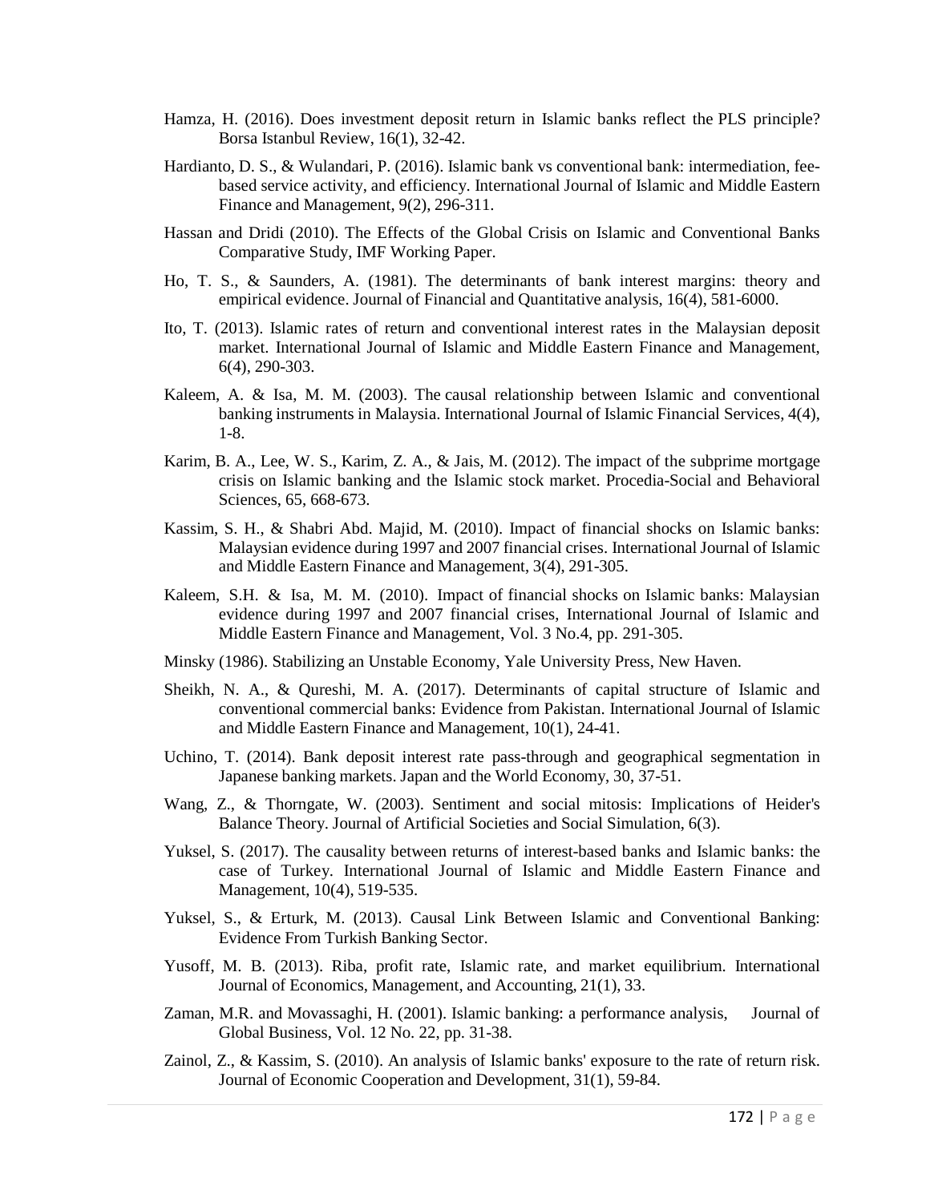Hamza, H. (2016). Does investment deposit return in Islamic banks reflect the PLS principle? Borsa Istanbul Review, 16(1), 32-42.

Hardianto, D. S., & Wulandari, P. (2016). Islamic bank vs conventional bank: intermediation, fee-based service activity, and efficiency. International Journal of Islamic and Middle Eastern Finance and Management, 9(2), 296-311.

Hassan and Dridi (2010). The Effects of the Global Crisis on Islamic and Conventional Banks Comparative Study, IMF Working Paper.

Ho, T. S., & Saunders, A. (1981). The determinants of bank interest margins: theory and empirical evidence. Journal of Financial and Quantitative analysis, 16(4), 581-6000.

Ito, T. (2013). Islamic rates of return and conventional interest rates in the Malaysian deposit market. International Journal of Islamic and Middle Eastern Finance and Management, 6(4), 290-303.

Kaleem, A. & Isa, M. M. (2003). The causal relationship between Islamic and conventional banking instruments in Malaysia. International Journal of Islamic Financial Services, 4(4), 1-8.

Karim, B. A., Lee, W. S., Karim, Z. A., & Jais, M. (2012). The impact of the subprime mortgage crisis on Islamic banking and the Islamic stock market. Procedia-Social and Behavioral Sciences, 65, 668-673.

Kassim, S. H., & Shabri Abd. Majid, M. (2010). Impact of financial shocks on Islamic banks: Malaysian evidence during 1997 and 2007 financial crises. International Journal of Islamic and Middle Eastern Finance and Management, 3(4), 291-305.

Kaleem, S.H. & Isa, M. M. (2010). Impact of financial shocks on Islamic banks: Malaysian evidence during 1997 and 2007 financial crises, International Journal of Islamic and Middle Eastern Finance and Management, Vol. 3 No.4, pp. 291-305.

Minsky (1986). Stabilizing an Unstable Economy, Yale University Press, New Haven.

Sheikh, N. A., & Qureshi, M. A. (2017). Determinants of capital structure of Islamic and conventional commercial banks: Evidence from Pakistan. International Journal of Islamic and Middle Eastern Finance and Management, 10(1), 24-41.

Uchino, T. (2014). Bank deposit interest rate pass-through and geographical segmentation in Japanese banking markets. Japan and the World Economy, 30, 37-51.

Wang, Z., & Thorngate, W. (2003). Sentiment and social mitosis: Implications of Heider's Balance Theory. Journal of Artificial Societies and Social Simulation, 6(3).

Yuksel, S. (2017). The causality between returns of interest-based banks and Islamic banks: the case of Turkey. International Journal of Islamic and Middle Eastern Finance and Management, 10(4), 519-535.

Yuksel, S., & Erturk, M. (2013). Causal Link Between Islamic and Conventional Banking: Evidence From Turkish Banking Sector.

Yusoff, M. B. (2013). Riba, profit rate, Islamic rate, and market equilibrium. International Journal of Economics, Management, and Accounting, 21(1), 33.

Zaman, M.R. and Movassaghi, H. (2001). Islamic banking: a performance analysis, Journal of Global Business, Vol. 12 No. 22, pp. 31-38.

Zainol, Z., & Kassim, S. (2010). An analysis of Islamic banks' exposure to the rate of return risk. Journal of Economic Cooperation and Development, 31(1), 59-84.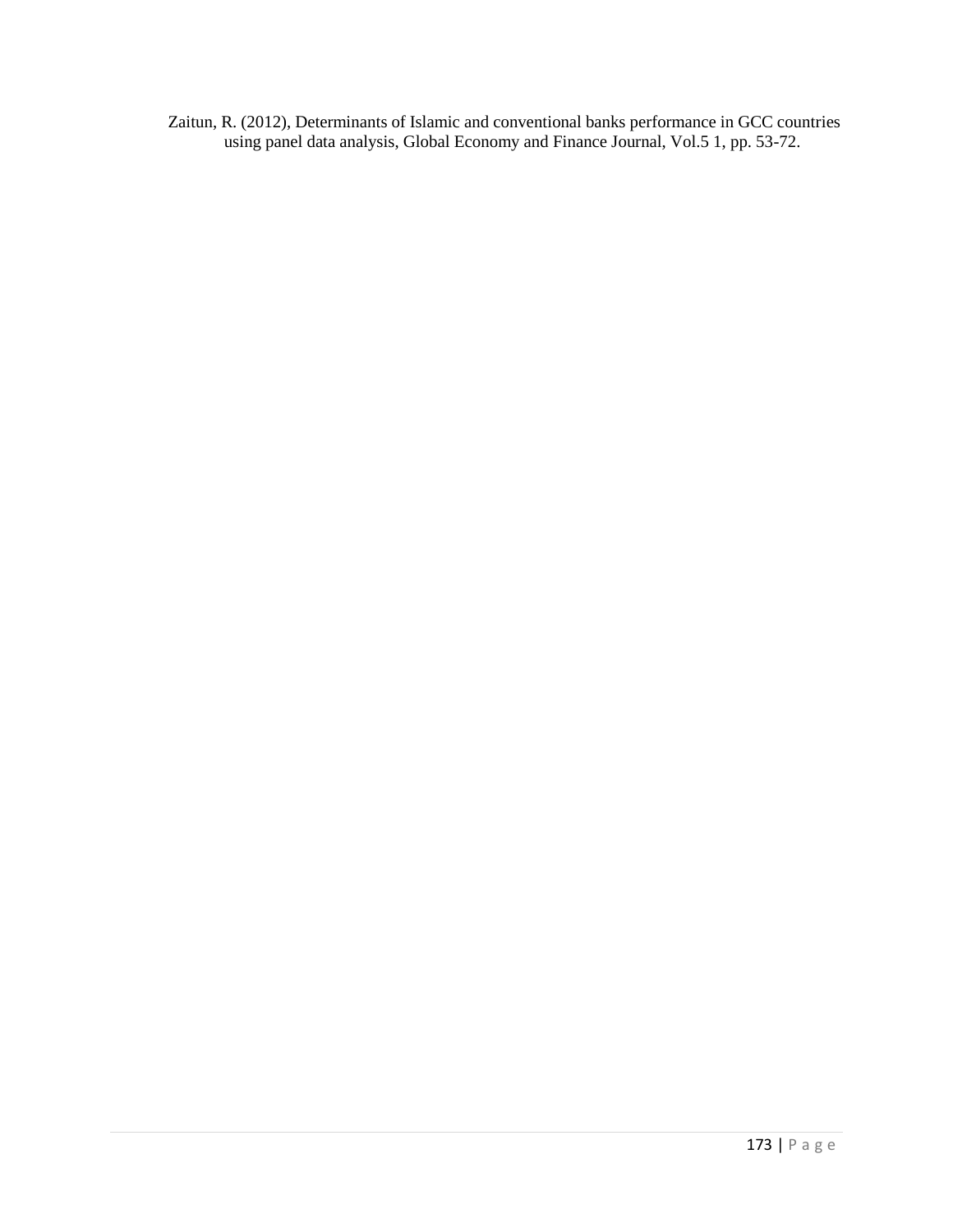Zaitun, R. (2012), Determinants of Islamic and conventional banks performance in GCC countries using panel data analysis, Global Economy and Finance Journal, Vol.5 1, pp. 53-72.